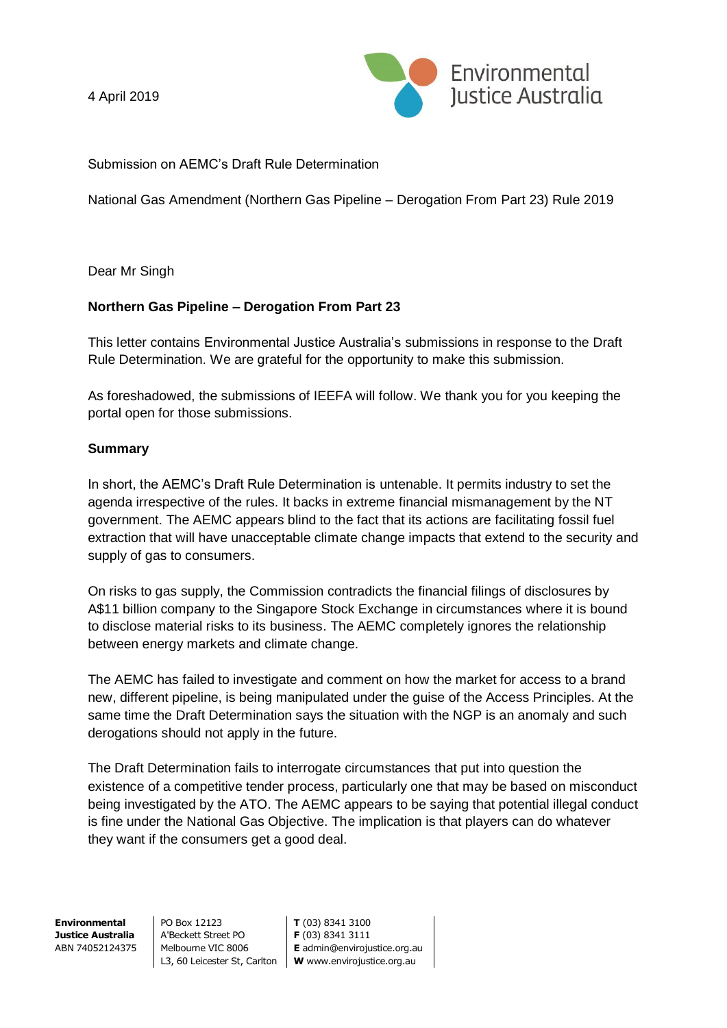4 April 2019

Environmental Justice Australia

Submission on AEMC's Draft Rule Determination

National Gas Amendment (Northern Gas Pipeline – Derogation From Part 23) Rule 2019

Dear Mr Singh

**Northern Gas Pipeline – Derogation From Part 23**

This letter contains Environmental Justice Australia's submissions in response to the Draft Rule Determination. We are grateful for the opportunity to make this submission.

As foreshadowed, the submissions of IEEFA will follow. We thank you for you keeping the portal open for those submissions.

**Summary**

In short, the AEMC's Draft Rule Determination is untenable. It permits industry to set the agenda irrespective of the rules. It backs in extreme financial mismanagement by the NT government. The AEMC appears blind to the fact that its actions are facilitating fossil fuel extraction that will have unacceptable climate change impacts that extend to the security and supply of gas to consumers.

On risks to gas supply, the Commission contradicts the financial filings of disclosures by A$11 billion company to the Singapore Stock Exchange in circumstances where it is bound to disclose material risks to its business. The AEMC completely ignores the relationship between energy markets and climate change.

The AEMC has failed to investigate and comment on how the market for access to a brand new, different pipeline, is being manipulated under the guise of the Access Principles. At the same time the Draft Determination says the situation with the NGP is an anomaly and such derogations should not apply in the future.

The Draft Determination fails to interrogate circumstances that put into question the existence of a competitive tender process, particularly one that may be based on misconduct being investigated by the ATO. The AEMC appears to be saying that potential illegal conduct is fine under the National Gas Objective. The implication is that players can do whatever they want if the consumers get a good deal.

**Environmental Justice Australia**
ABN 74052124375

PO Box 12123
A'Beckett Street PO
Melbourne VIC 8006
L3, 60 Leicester St, Carlton

**T** (03) 8341 3100
**F** (03) 8341 3111
**E** admin@envirojustice.org.au
**W** www.envirojustice.org.au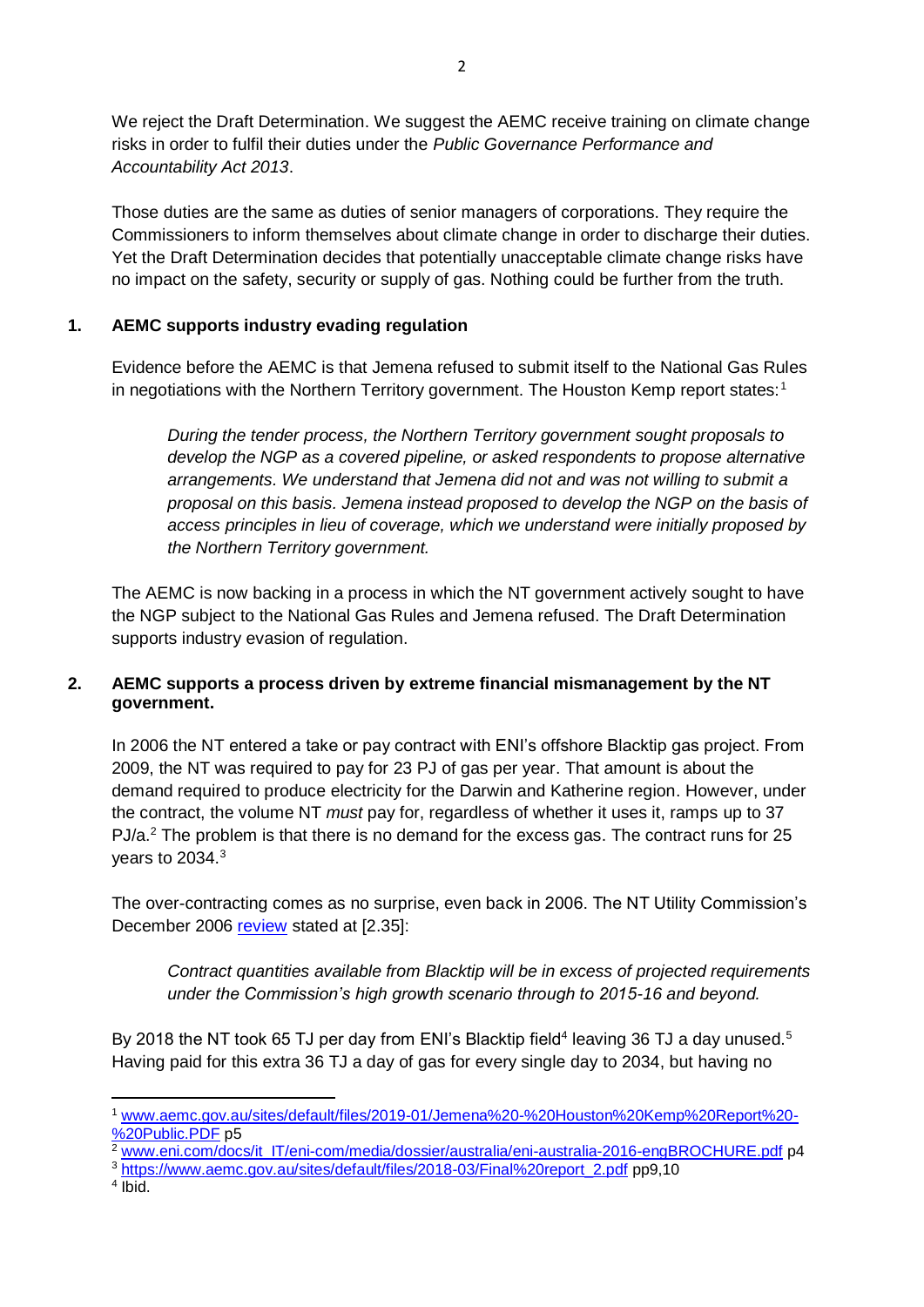We reject the Draft Determination. We suggest the AEMC receive training on climate change risks in order to fulfil their duties under the *Public Governance Performance and Accountability Act 2013*.

Those duties are the same as duties of senior managers of corporations. They require the Commissioners to inform themselves about climate change in order to discharge their duties. Yet the Draft Determination decides that potentially unacceptable climate change risks have no impact on the safety, security or supply of gas. Nothing could be further from the truth.

## 1. AEMC supports industry evading regulation

Evidence before the AEMC is that Jemena refused to submit itself to the National Gas Rules in negotiations with the Northern Territory government. The Houston Kemp report states:[1]

> *During the tender process, the Northern Territory government sought proposals to develop the NGP as a covered pipeline, or asked respondents to propose alternative arrangements. We understand that Jemena did not and was not willing to submit a proposal on this basis. Jemena instead proposed to develop the NGP on the basis of access principles in lieu of coverage, which we understand were initially proposed by the Northern Territory government.*

The AEMC is now backing in a process in which the NT government actively sought to have the NGP subject to the National Gas Rules and Jemena refused. The Draft Determination supports industry evasion of regulation.

## 2. AEMC supports a process driven by extreme financial mismanagement by the NT government.

In 2006 the NT entered a take or pay contract with ENI's offshore Blacktip gas project. From 2009, the NT was required to pay for 23 PJ of gas per year. That amount is about the demand required to produce electricity for the Darwin and Katherine region. However, under the contract, the volume NT *must* pay for, regardless of whether it uses it, ramps up to 37 PJ/a.[2] The problem is that there is no demand for the excess gas. The contract runs for 25 years to 2034.[3]

The over-contracting comes as no surprise, even back in 2006. The NT Utility Commission's December 2006 review stated at [2.35]:

> *Contract quantities available from Blacktip will be in excess of projected requirements under the Commission's high growth scenario through to 2015-16 and beyond.*

By 2018 the NT took 65 TJ per day from ENI's Blacktip field[4] leaving 36 TJ a day unused.[5] Having paid for this extra 36 TJ a day of gas for every single day to 2034, but having no

---

[1] www.aemc.gov.au/sites/default/files/2019-01/Jemena%20-%20Houston%20Kemp%20Report%20-%20Public.PDF p5

[2] www.eni.com/docs/it_IT/eni-com/media/dossier/australia/eni-australia-2016-engBROCHURE.pdf p4

[3] https://www.aemc.gov.au/sites/default/files/2018-03/Final%20report_2.pdf pp9,10

[4] Ibid.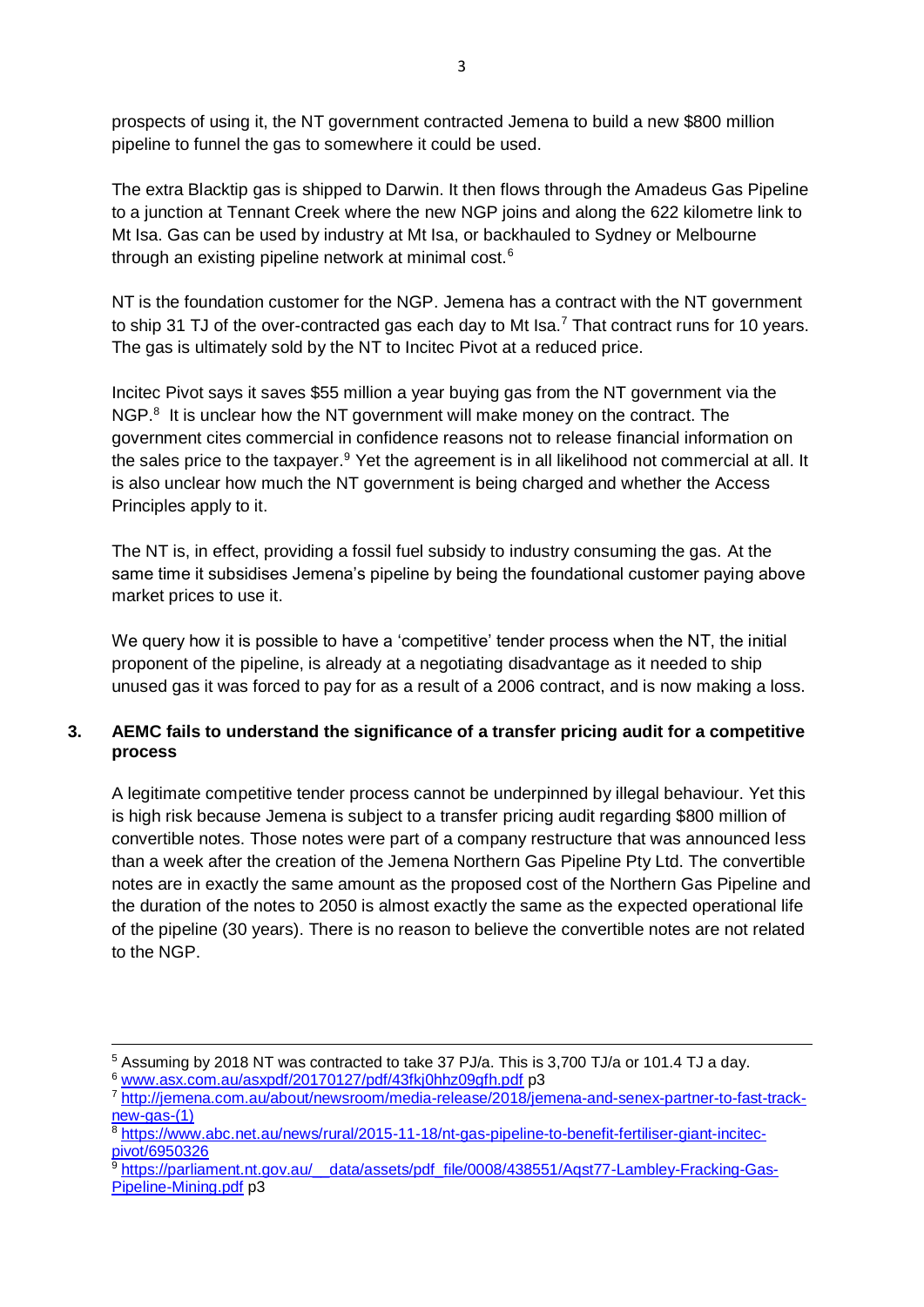prospects of using it, the NT government contracted Jemena to build a new $800 million pipeline to funnel the gas to somewhere it could be used.

The extra Blacktip gas is shipped to Darwin. It then flows through the Amadeus Gas Pipeline to a junction at Tennant Creek where the new NGP joins and along the 622 kilometre link to Mt Isa. Gas can be used by industry at Mt Isa, or backhauled to Sydney or Melbourne through an existing pipeline network at minimal cost.[6]

NT is the foundation customer for the NGP. Jemena has a contract with the NT government to ship 31 TJ of the over-contracted gas each day to Mt Isa.[7] That contract runs for 10 years. The gas is ultimately sold by the NT to Incitec Pivot at a reduced price.

Incitec Pivot says it saves $55 million a year buying gas from the NT government via the NGP.[8] It is unclear how the NT government will make money on the contract. The government cites commercial in confidence reasons not to release financial information on the sales price to the taxpayer.[9] Yet the agreement is in all likelihood not commercial at all. It is also unclear how much the NT government is being charged and whether the Access Principles apply to it.

The NT is, in effect, providing a fossil fuel subsidy to industry consuming the gas. At the same time it subsidises Jemena's pipeline by being the foundational customer paying above market prices to use it.

We query how it is possible to have a 'competitive' tender process when the NT, the initial proponent of the pipeline, is already at a negotiating disadvantage as it needed to ship unused gas it was forced to pay for as a result of a 2006 contract, and is now making a loss.

## 3. AEMC fails to understand the significance of a transfer pricing audit for a competitive process

A legitimate competitive tender process cannot be underpinned by illegal behaviour. Yet this is high risk because Jemena is subject to a transfer pricing audit regarding $800 million of convertible notes. Those notes were part of a company restructure that was announced less than a week after the creation of the Jemena Northern Gas Pipeline Pty Ltd. The convertible notes are in exactly the same amount as the proposed cost of the Northern Gas Pipeline and the duration of the notes to 2050 is almost exactly the same as the expected operational life of the pipeline (30 years). There is no reason to believe the convertible notes are not related to the NGP.

---

[5] Assuming by 2018 NT was contracted to take 37 PJ/a. This is 3,700 TJ/a or 101.4 TJ a day.

[6] www.asx.com.au/asxpdf/20170127/pdf/43fkj0hhz09gfh.pdf p3

[7] http://jemena.com.au/about/newsroom/media-release/2018/jemena-and-senex-partner-to-fast-track-new-gas-(1)

[8] https://www.abc.net.au/news/rural/2015-11-18/nt-gas-pipeline-to-benefit-fertiliser-giant-incitec-pivot/6950326

[9] https://parliament.nt.gov.au/__data/assets/pdf_file/0008/438551/Aqst77-Lambley-Fracking-Gas-Pipeline-Mining.pdf p3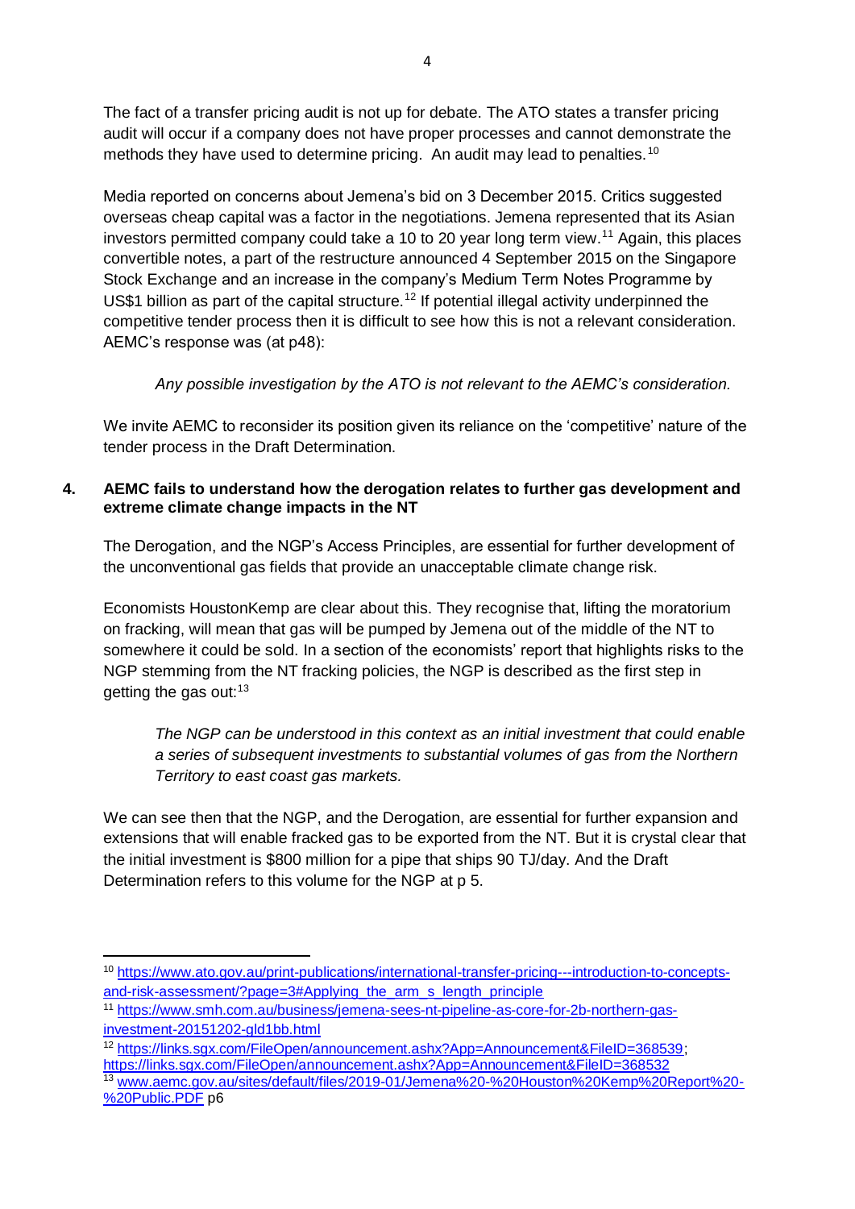The fact of a transfer pricing audit is not up for debate. The ATO states a transfer pricing audit will occur if a company does not have proper processes and cannot demonstrate the methods they have used to determine pricing. An audit may lead to penalties.[10]

Media reported on concerns about Jemena's bid on 3 December 2015. Critics suggested overseas cheap capital was a factor in the negotiations. Jemena represented that its Asian investors permitted company could take a 10 to 20 year long term view.[11] Again, this places convertible notes, a part of the restructure announced 4 September 2015 on the Singapore Stock Exchange and an increase in the company's Medium Term Notes Programme by US$1 billion as part of the capital structure.[12] If potential illegal activity underpinned the competitive tender process then it is difficult to see how this is not a relevant consideration. AEMC's response was (at p48):

> *Any possible investigation by the ATO is not relevant to the AEMC's consideration.*

We invite AEMC to reconsider its position given its reliance on the 'competitive' nature of the tender process in the Draft Determination.

### 4. AEMC fails to understand how the derogation relates to further gas development and extreme climate change impacts in the NT

The Derogation, and the NGP's Access Principles, are essential for further development of the unconventional gas fields that provide an unacceptable climate change risk.

Economists HoustonKemp are clear about this. They recognise that, lifting the moratorium on fracking, will mean that gas will be pumped by Jemena out of the middle of the NT to somewhere it could be sold. In a section of the economists' report that highlights risks to the NGP stemming from the NT fracking policies, the NGP is described as the first step in getting the gas out:[13]

> *The NGP can be understood in this context as an initial investment that could enable a series of subsequent investments to substantial volumes of gas from the Northern Territory to east coast gas markets.*

We can see then that the NGP, and the Derogation, are essential for further expansion and extensions that will enable fracked gas to be exported from the NT. But it is crystal clear that the initial investment is $800 million for a pipe that ships 90 TJ/day. And the Draft Determination refers to this volume for the NGP at p 5.

---

[10] https://www.ato.gov.au/print-publications/international-transfer-pricing---introduction-to-concepts-and-risk-assessment/?page=3#Applying_the_arm_s_length_principle

[11] https://www.smh.com.au/business/jemena-sees-nt-pipeline-as-core-for-2b-northern-gas-investment-20151202-gld1bb.html

[12] https://links.sgx.com/FileOpen/announcement.ashx?App=Announcement&FileID=368539; https://links.sgx.com/FileOpen/announcement.ashx?App=Announcement&FileID=368532

[13] www.aemc.gov.au/sites/default/files/2019-01/Jemena%20-%20Houston%20Kemp%20Report%20-%20Public.PDF p6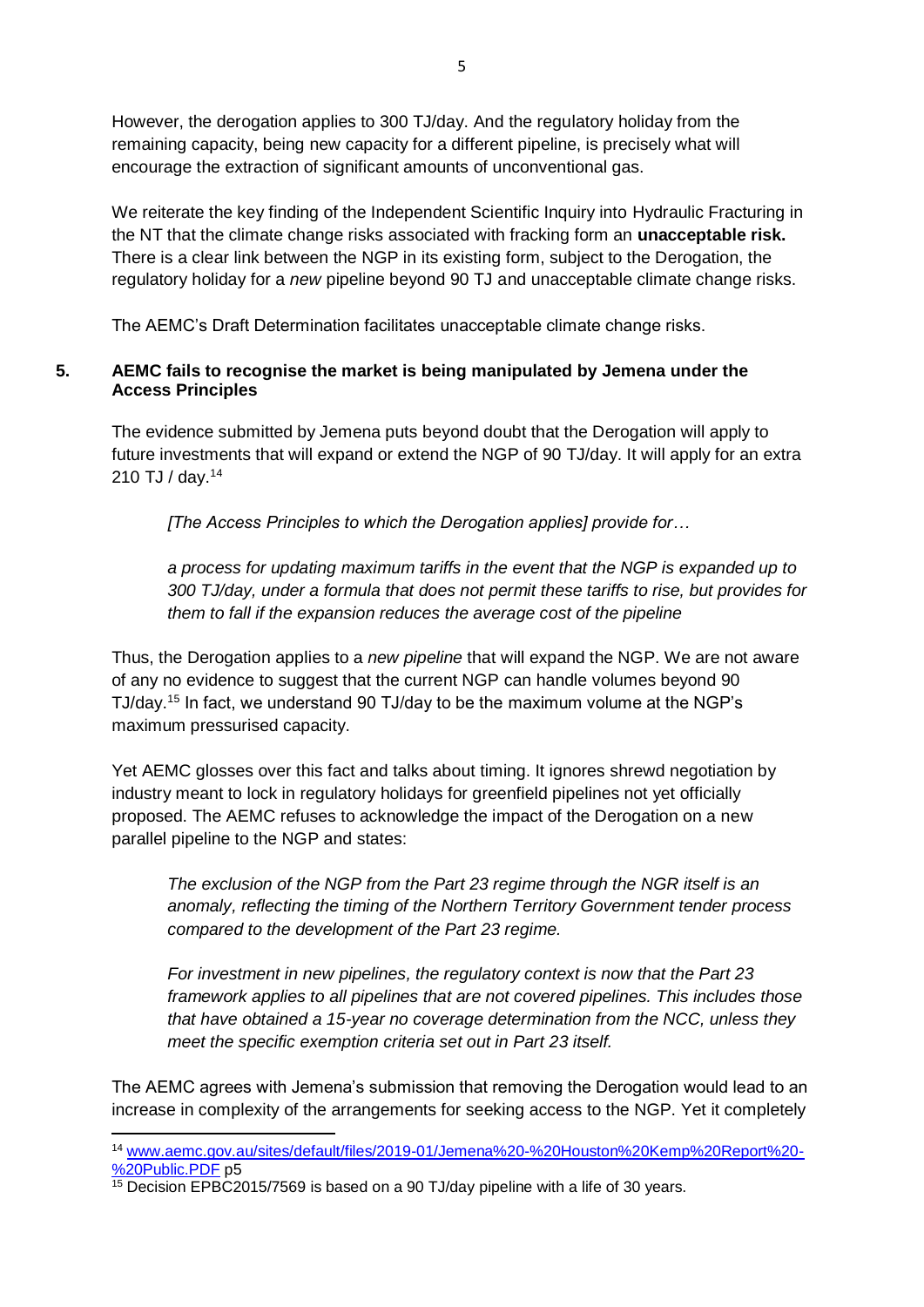However, the derogation applies to 300 TJ/day. And the regulatory holiday from the remaining capacity, being new capacity for a different pipeline, is precisely what will encourage the extraction of significant amounts of unconventional gas.

We reiterate the key finding of the Independent Scientific Inquiry into Hydraulic Fracturing in the NT that the climate change risks associated with fracking form an **unacceptable risk.** There is a clear link between the NGP in its existing form, subject to the Derogation, the regulatory holiday for a *new* pipeline beyond 90 TJ and unacceptable climate change risks.

The AEMC's Draft Determination facilitates unacceptable climate change risks.

## 5. AEMC fails to recognise the market is being manipulated by Jemena under the Access Principles

The evidence submitted by Jemena puts beyond doubt that the Derogation will apply to future investments that will expand or extend the NGP of 90 TJ/day. It will apply for an extra 210 TJ / day.[14]

> *[The Access Principles to which the Derogation applies] provide for…*
>
> *a process for updating maximum tariffs in the event that the NGP is expanded up to 300 TJ/day, under a formula that does not permit these tariffs to rise, but provides for them to fall if the expansion reduces the average cost of the pipeline*

Thus, the Derogation applies to a *new pipeline* that will expand the NGP. We are not aware of any no evidence to suggest that the current NGP can handle volumes beyond 90 TJ/day.[15] In fact, we understand 90 TJ/day to be the maximum volume at the NGP's maximum pressurised capacity.

Yet AEMC glosses over this fact and talks about timing. It ignores shrewd negotiation by industry meant to lock in regulatory holidays for greenfield pipelines not yet officially proposed. The AEMC refuses to acknowledge the impact of the Derogation on a new parallel pipeline to the NGP and states:

> *The exclusion of the NGP from the Part 23 regime through the NGR itself is an anomaly, reflecting the timing of the Northern Territory Government tender process compared to the development of the Part 23 regime.*
>
> *For investment in new pipelines, the regulatory context is now that the Part 23 framework applies to all pipelines that are not covered pipelines. This includes those that have obtained a 15-year no coverage determination from the NCC, unless they meet the specific exemption criteria set out in Part 23 itself.*

The AEMC agrees with Jemena's submission that removing the Derogation would lead to an increase in complexity of the arrangements for seeking access to the NGP. Yet it completely

---

[14] www.aemc.gov.au/sites/default/files/2019-01/Jemena%20-%20Houston%20Kemp%20Report%20-%20Public.PDF p5

[15] Decision EPBC2015/7569 is based on a 90 TJ/day pipeline with a life of 30 years.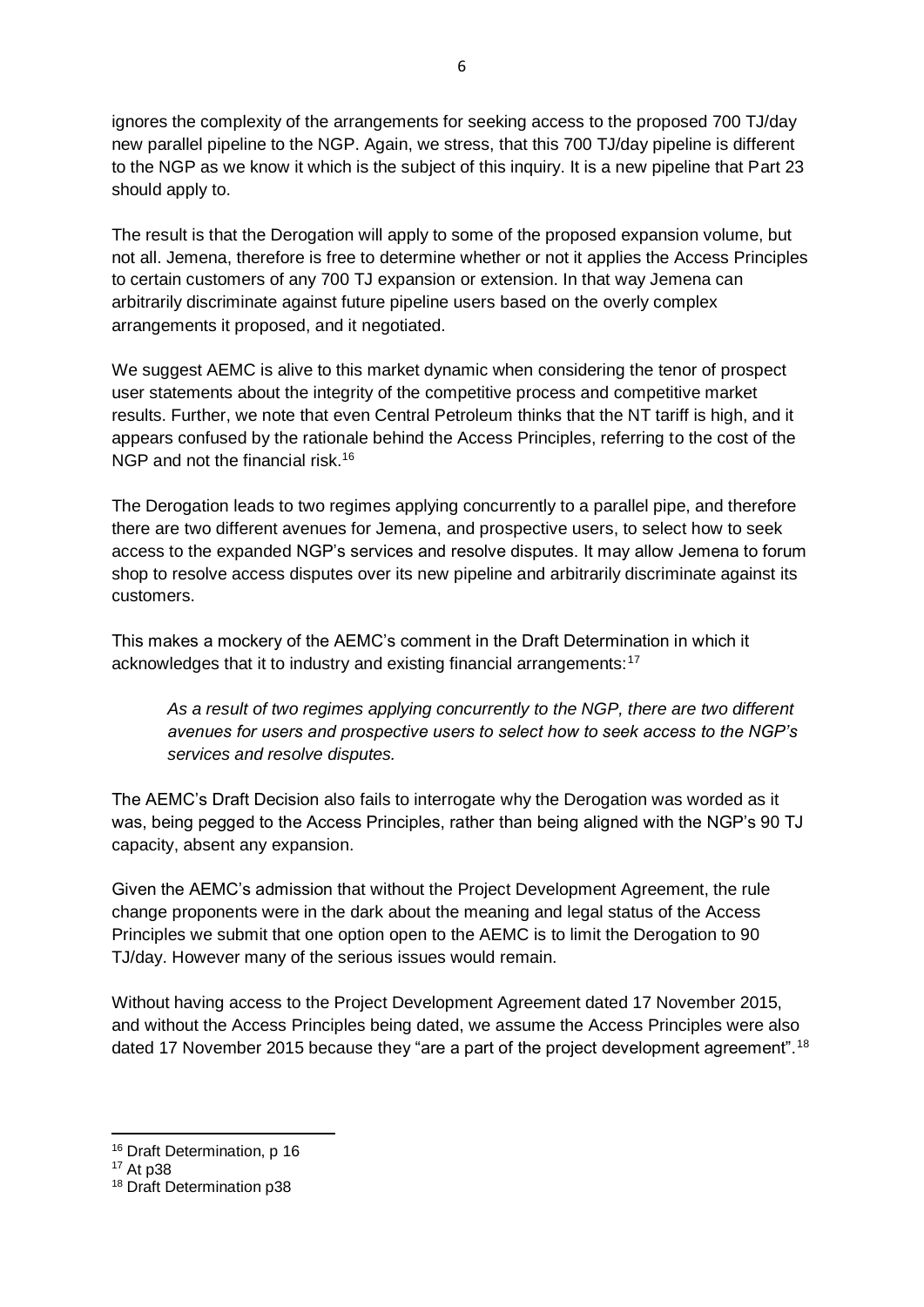ignores the complexity of the arrangements for seeking access to the proposed 700 TJ/day new parallel pipeline to the NGP. Again, we stress, that this 700 TJ/day pipeline is different to the NGP as we know it which is the subject of this inquiry. It is a new pipeline that Part 23 should apply to.

The result is that the Derogation will apply to some of the proposed expansion volume, but not all. Jemena, therefore is free to determine whether or not it applies the Access Principles to certain customers of any 700 TJ expansion or extension. In that way Jemena can arbitrarily discriminate against future pipeline users based on the overly complex arrangements it proposed, and it negotiated.

We suggest AEMC is alive to this market dynamic when considering the tenor of prospect user statements about the integrity of the competitive process and competitive market results. Further, we note that even Central Petroleum thinks that the NT tariff is high, and it appears confused by the rationale behind the Access Principles, referring to the cost of the NGP and not the financial risk.[16]

The Derogation leads to two regimes applying concurrently to a parallel pipe, and therefore there are two different avenues for Jemena, and prospective users, to select how to seek access to the expanded NGP's services and resolve disputes. It may allow Jemena to forum shop to resolve access disputes over its new pipeline and arbitrarily discriminate against its customers.

This makes a mockery of the AEMC's comment in the Draft Determination in which it acknowledges that it to industry and existing financial arrangements:[17]

> *As a result of two regimes applying concurrently to the NGP, there are two different avenues for users and prospective users to select how to seek access to the NGP's services and resolve disputes.*

The AEMC's Draft Decision also fails to interrogate why the Derogation was worded as it was, being pegged to the Access Principles, rather than being aligned with the NGP's 90 TJ capacity, absent any expansion.

Given the AEMC's admission that without the Project Development Agreement, the rule change proponents were in the dark about the meaning and legal status of the Access Principles we submit that one option open to the AEMC is to limit the Derogation to 90 TJ/day. However many of the serious issues would remain.

Without having access to the Project Development Agreement dated 17 November 2015, and without the Access Principles being dated, we assume the Access Principles were also dated 17 November 2015 because they "are a part of the project development agreement".[18]

---

[16] Draft Determination, p 16

[17] At p38

[18] Draft Determination p38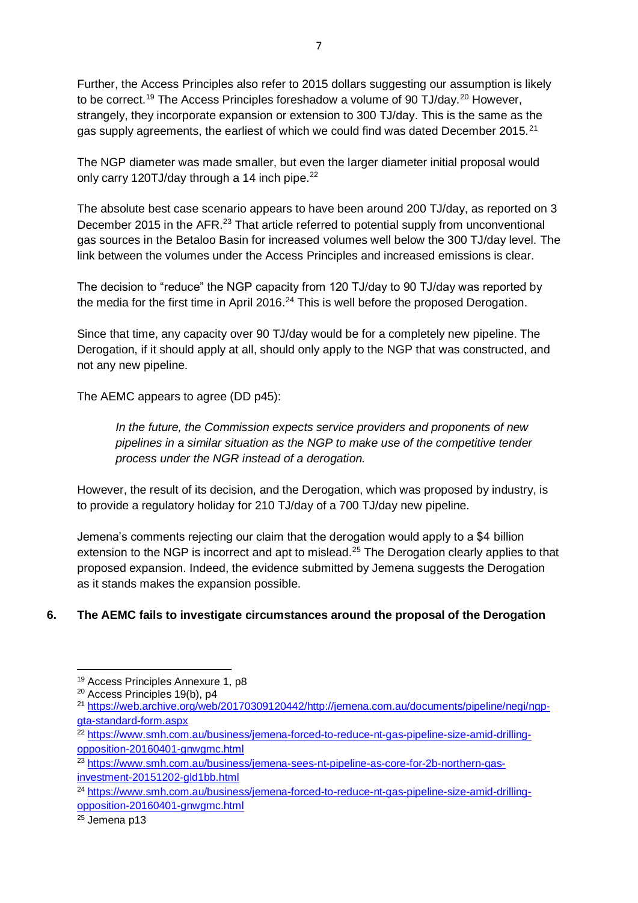Further, the Access Principles also refer to 2015 dollars suggesting our assumption is likely to be correct.[19] The Access Principles foreshadow a volume of 90 TJ/day.[20] However, strangely, they incorporate expansion or extension to 300 TJ/day. This is the same as the gas supply agreements, the earliest of which we could find was dated December 2015.[21]

The NGP diameter was made smaller, but even the larger diameter initial proposal would only carry 120TJ/day through a 14 inch pipe.[22]

The absolute best case scenario appears to have been around 200 TJ/day, as reported on 3 December 2015 in the AFR.[23] That article referred to potential supply from unconventional gas sources in the Betaloo Basin for increased volumes well below the 300 TJ/day level. The link between the volumes under the Access Principles and increased emissions is clear.

The decision to "reduce" the NGP capacity from 120 TJ/day to 90 TJ/day was reported by the media for the first time in April 2016.[24] This is well before the proposed Derogation.

Since that time, any capacity over 90 TJ/day would be for a completely new pipeline. The Derogation, if it should apply at all, should only apply to the NGP that was constructed, and not any new pipeline.

The AEMC appears to agree (DD p45):

> *In the future, the Commission expects service providers and proponents of new pipelines in a similar situation as the NGP to make use of the competitive tender process under the NGR instead of a derogation.*

However, the result of its decision, and the Derogation, which was proposed by industry, is to provide a regulatory holiday for 210 TJ/day of a 700 TJ/day new pipeline.

Jemena's comments rejecting our claim that the derogation would apply to a $4 billion extension to the NGP is incorrect and apt to mislead.[25] The Derogation clearly applies to that proposed expansion. Indeed, the evidence submitted by Jemena suggests the Derogation as it stands makes the expansion possible.

## 6. The AEMC fails to investigate circumstances around the proposal of the Derogation

---

[19] Access Principles Annexure 1, p8

[20] Access Principles 19(b), p4

[21] https://web.archive.org/web/20170309120442/http://jemena.com.au/documents/pipeline/negi/ngp-gta-standard-form.aspx

[22] https://www.smh.com.au/business/jemena-forced-to-reduce-nt-gas-pipeline-size-amid-drilling-opposition-20160401-gnwgmc.html

[23] https://www.smh.com.au/business/jemena-sees-nt-pipeline-as-core-for-2b-northern-gas-investment-20151202-gld1bb.html

[24] https://www.smh.com.au/business/jemena-forced-to-reduce-nt-gas-pipeline-size-amid-drilling-opposition-20160401-gnwgmc.html

[25] Jemena p13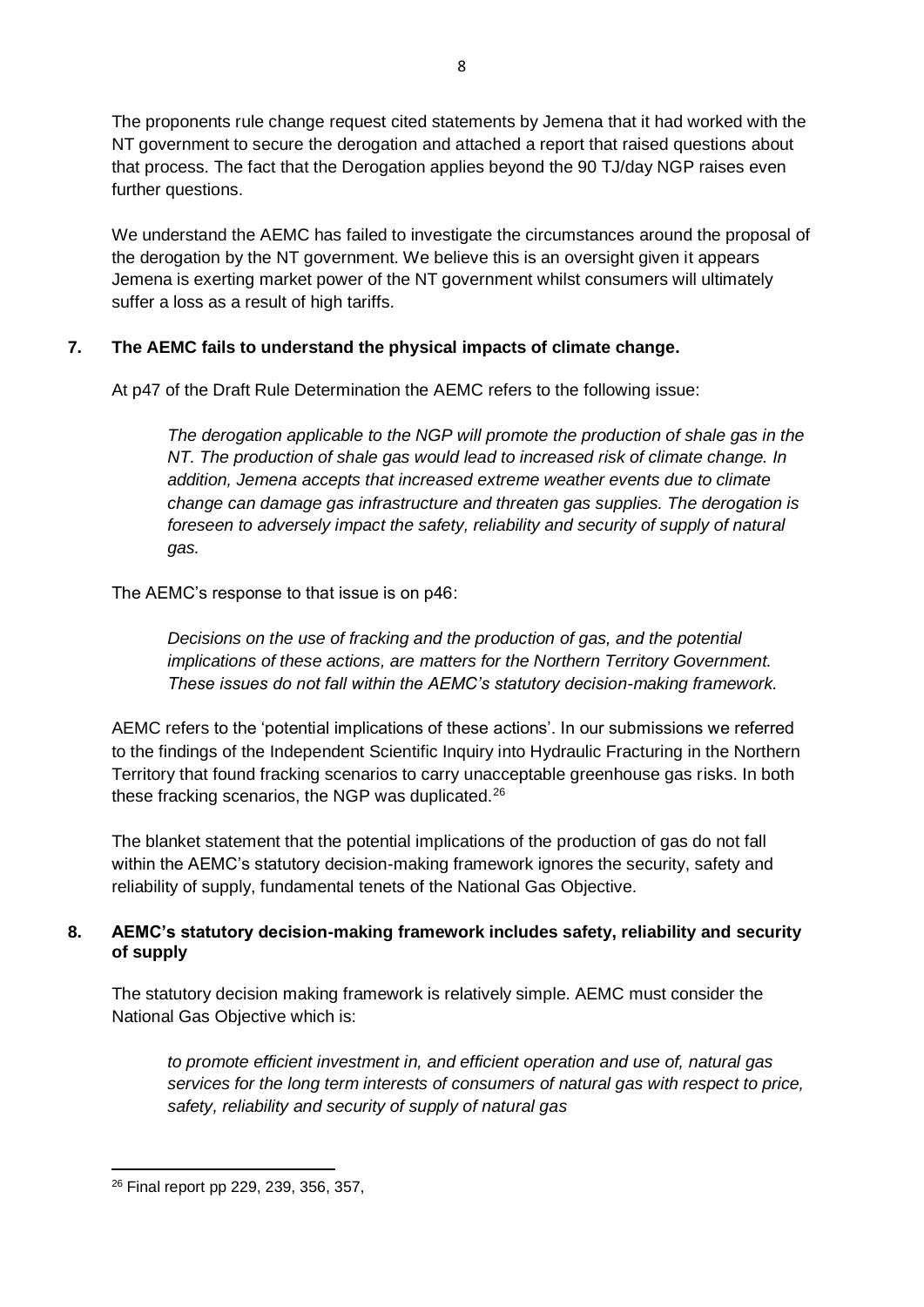The proponents rule change request cited statements by Jemena that it had worked with the NT government to secure the derogation and attached a report that raised questions about that process. The fact that the Derogation applies beyond the 90 TJ/day NGP raises even further questions.

We understand the AEMC has failed to investigate the circumstances around the proposal of the derogation by the NT government. We believe this is an oversight given it appears Jemena is exerting market power of the NT government whilst consumers will ultimately suffer a loss as a result of high tariffs.

## 7. The AEMC fails to understand the physical impacts of climate change.

At p47 of the Draft Rule Determination the AEMC refers to the following issue:

> *The derogation applicable to the NGP will promote the production of shale gas in the NT. The production of shale gas would lead to increased risk of climate change. In addition, Jemena accepts that increased extreme weather events due to climate change can damage gas infrastructure and threaten gas supplies. The derogation is foreseen to adversely impact the safety, reliability and security of supply of natural gas.*

The AEMC's response to that issue is on p46:

> *Decisions on the use of fracking and the production of gas, and the potential implications of these actions, are matters for the Northern Territory Government. These issues do not fall within the AEMC's statutory decision-making framework.*

AEMC refers to the 'potential implications of these actions'. In our submissions we referred to the findings of the Independent Scientific Inquiry into Hydraulic Fracturing in the Northern Territory that found fracking scenarios to carry unacceptable greenhouse gas risks. In both these fracking scenarios, the NGP was duplicated.[26]

The blanket statement that the potential implications of the production of gas do not fall within the AEMC's statutory decision-making framework ignores the security, safety and reliability of supply, fundamental tenets of the National Gas Objective.

## 8. AEMC's statutory decision-making framework includes safety, reliability and security of supply

The statutory decision making framework is relatively simple. AEMC must consider the National Gas Objective which is:

> *to promote efficient investment in, and efficient operation and use of, natural gas services for the long term interests of consumers of natural gas with respect to price, safety, reliability and security of supply of natural gas*

---

[26] Final report pp 229, 239, 356, 357,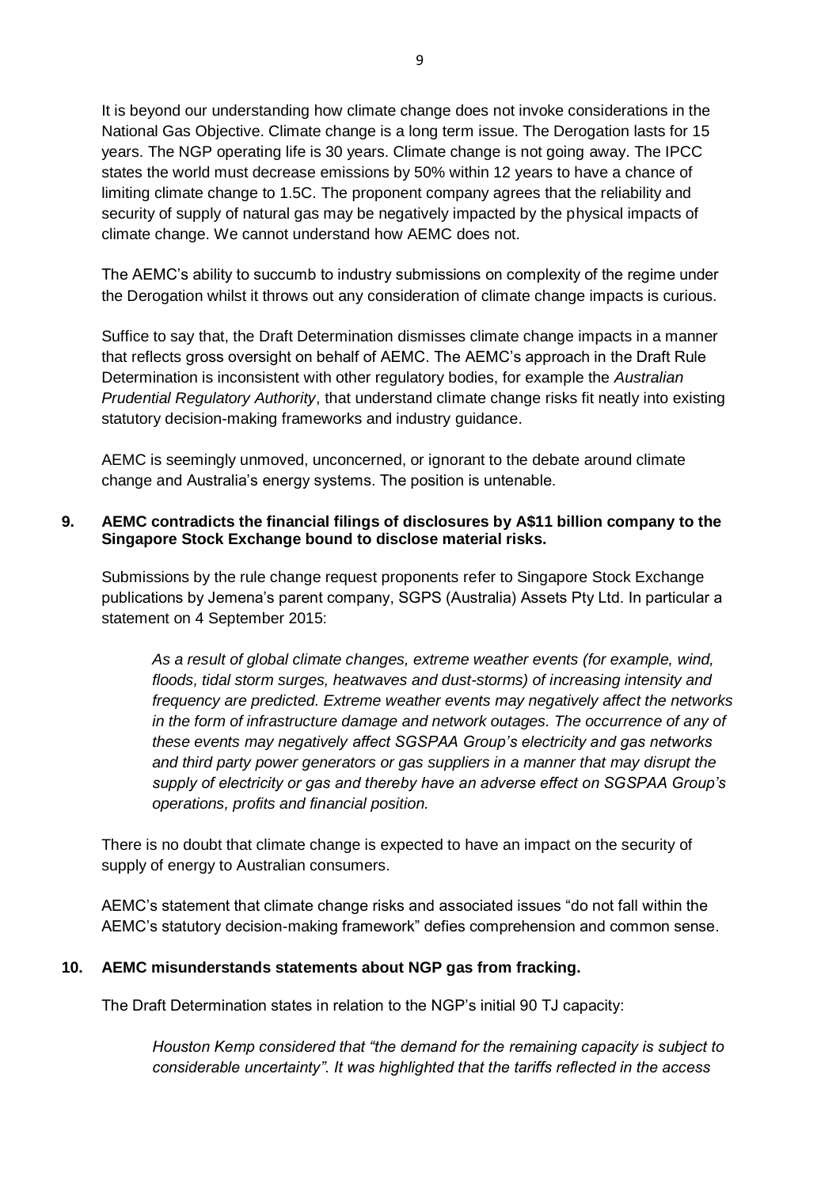It is beyond our understanding how climate change does not invoke considerations in the National Gas Objective. Climate change is a long term issue. The Derogation lasts for 15 years. The NGP operating life is 30 years. Climate change is not going away. The IPCC states the world must decrease emissions by 50% within 12 years to have a chance of limiting climate change to 1.5C. The proponent company agrees that the reliability and security of supply of natural gas may be negatively impacted by the physical impacts of climate change. We cannot understand how AEMC does not.

The AEMC's ability to succumb to industry submissions on complexity of the regime under the Derogation whilst it throws out any consideration of climate change impacts is curious.

Suffice to say that, the Draft Determination dismisses climate change impacts in a manner that reflects gross oversight on behalf of AEMC. The AEMC's approach in the Draft Rule Determination is inconsistent with other regulatory bodies, for example the *Australian Prudential Regulatory Authority*, that understand climate change risks fit neatly into existing statutory decision-making frameworks and industry guidance.

AEMC is seemingly unmoved, unconcerned, or ignorant to the debate around climate change and Australia's energy systems. The position is untenable.

**9. AEMC contradicts the financial filings of disclosures by A$11 billion company to the Singapore Stock Exchange bound to disclose material risks.**

Submissions by the rule change request proponents refer to Singapore Stock Exchange publications by Jemena's parent company, SGPS (Australia) Assets Pty Ltd. In particular a statement on 4 September 2015:

> *As a result of global climate changes, extreme weather events (for example, wind, floods, tidal storm surges, heatwaves and dust-storms) of increasing intensity and frequency are predicted. Extreme weather events may negatively affect the networks in the form of infrastructure damage and network outages. The occurrence of any of these events may negatively affect SGSPAA Group's electricity and gas networks and third party power generators or gas suppliers in a manner that may disrupt the supply of electricity or gas and thereby have an adverse effect on SGSPAA Group's operations, profits and financial position.*

There is no doubt that climate change is expected to have an impact on the security of supply of energy to Australian consumers.

AEMC's statement that climate change risks and associated issues "do not fall within the AEMC's statutory decision-making framework" defies comprehension and common sense.

**10. AEMC misunderstands statements about NGP gas from fracking.**

The Draft Determination states in relation to the NGP's initial 90 TJ capacity:

> *Houston Kemp considered that "the demand for the remaining capacity is subject to considerable uncertainty". It was highlighted that the tariffs reflected in the access*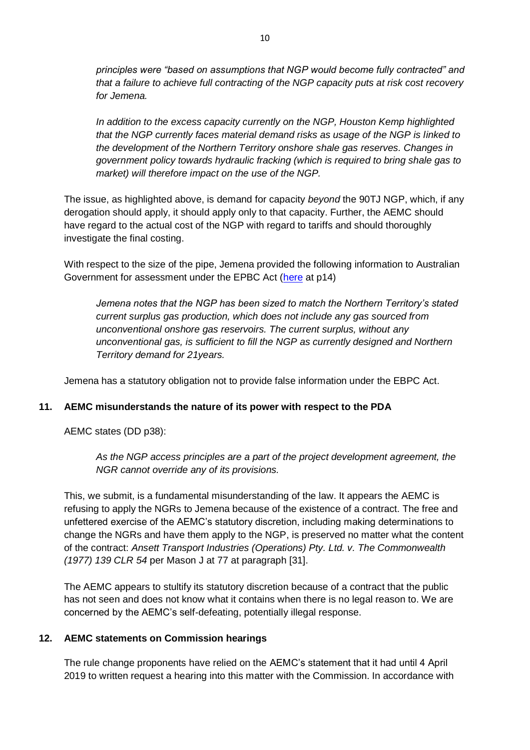*principles were "based on assumptions that NGP would become fully contracted" and that a failure to achieve full contracting of the NGP capacity puts at risk cost recovery for Jemena.*

*In addition to the excess capacity currently on the NGP, Houston Kemp highlighted that the NGP currently faces material demand risks as usage of the NGP is linked to the development of the Northern Territory onshore shale gas reserves. Changes in government policy towards hydraulic fracking (which is required to bring shale gas to market) will therefore impact on the use of the NGP.*

The issue, as highlighted above, is demand for capacity *beyond* the 90TJ NGP, which, if any derogation should apply, it should apply only to that capacity. Further, the AEMC should have regard to the actual cost of the NGP with regard to tariffs and should thoroughly investigate the final costing.

With respect to the size of the pipe, Jemena provided the following information to Australian Government for assessment under the EPBC Act (here at p14)

*Jemena notes that the NGP has been sized to match the Northern Territory's stated current surplus gas production, which does not include any gas sourced from unconventional onshore gas reservoirs. The current surplus, without any unconventional gas, is sufficient to fill the NGP as currently designed and Northern Territory demand for 21years.*

Jemena has a statutory obligation not to provide false information under the EBPC Act.

## 11. AEMC misunderstands the nature of its power with respect to the PDA

AEMC states (DD p38):

*As the NGP access principles are a part of the project development agreement, the NGR cannot override any of its provisions.*

This, we submit, is a fundamental misunderstanding of the law. It appears the AEMC is refusing to apply the NGRs to Jemena because of the existence of a contract. The free and unfettered exercise of the AEMC's statutory discretion, including making determinations to change the NGRs and have them apply to the NGP, is preserved no matter what the content of the contract: *Ansett Transport Industries (Operations) Pty. Ltd. v. The Commonwealth (1977) 139 CLR 54* per Mason J at 77 at paragraph [31].

The AEMC appears to stultify its statutory discretion because of a contract that the public has not seen and does not know what it contains when there is no legal reason to. We are concerned by the AEMC's self-defeating, potentially illegal response.

## 12. AEMC statements on Commission hearings

The rule change proponents have relied on the AEMC's statement that it had until 4 April 2019 to written request a hearing into this matter with the Commission. In accordance with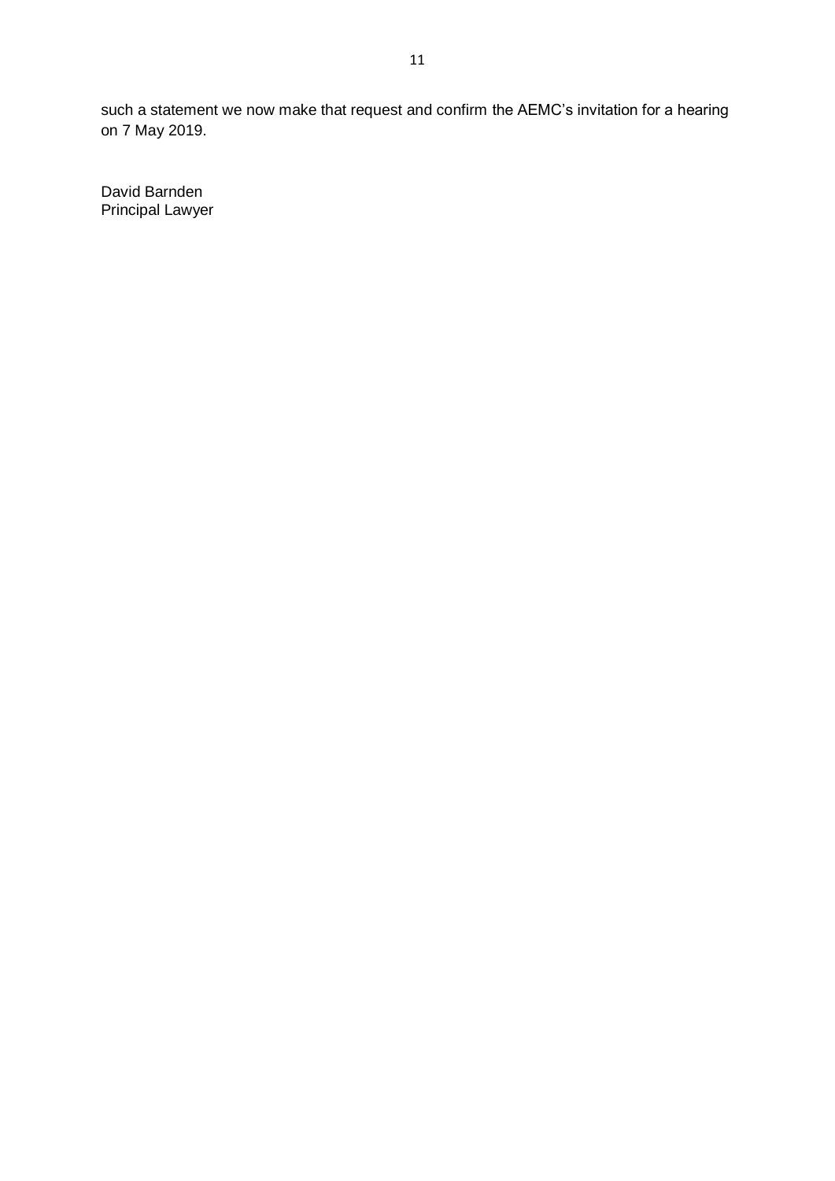such a statement we now make that request and confirm the AEMC's invitation for a hearing on 7 May 2019.

David Barnden
Principal Lawyer